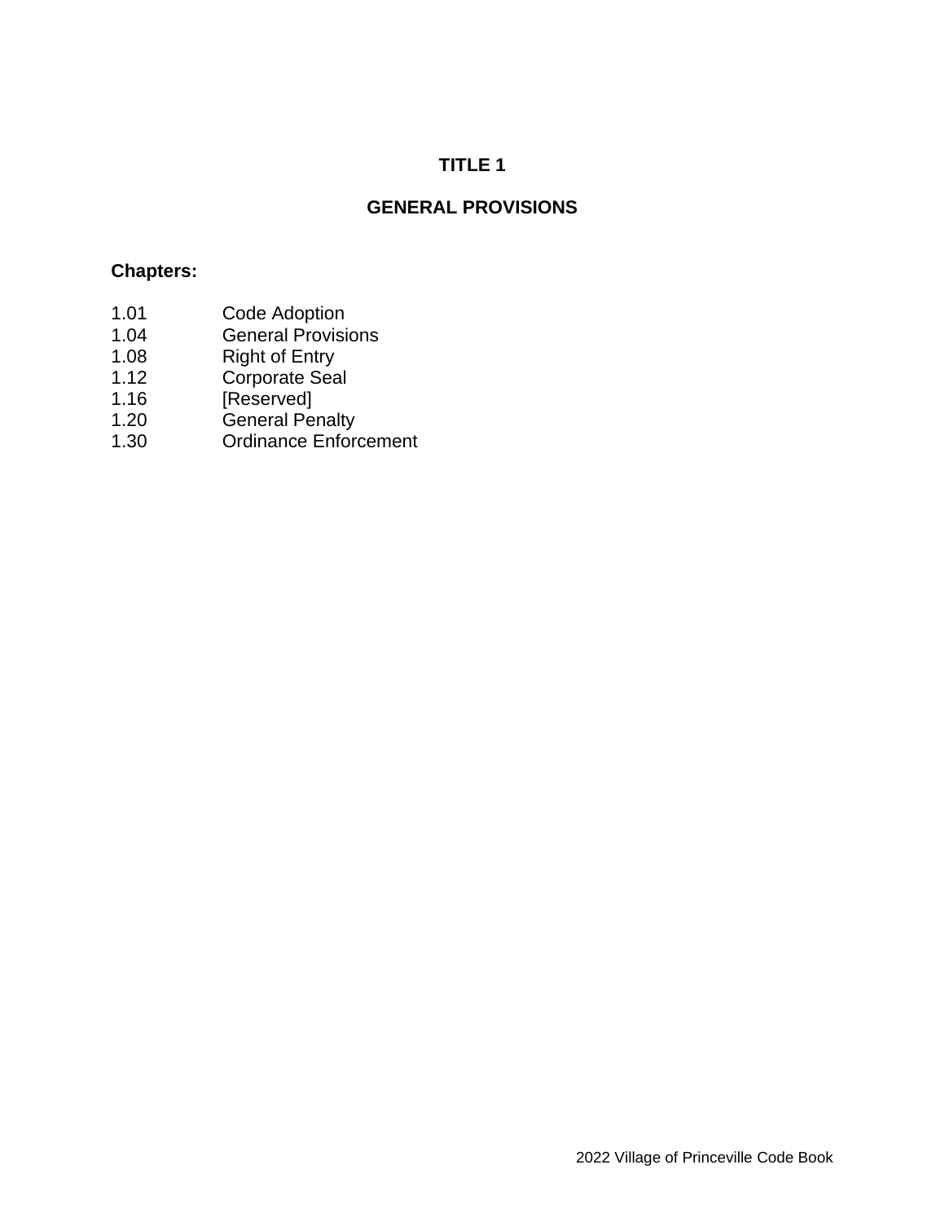# TITLE 1

## GENERAL PROVISIONS

**Chapters:**

| | |
|---|---|
| 1.01 | Code Adoption |
| 1.04 | General Provisions |
| 1.08 | Right of Entry |
| 1.12 | Corporate Seal |
| 1.16 | [Reserved] |
| 1.20 | General Penalty |
| 1.30 | Ordinance Enforcement |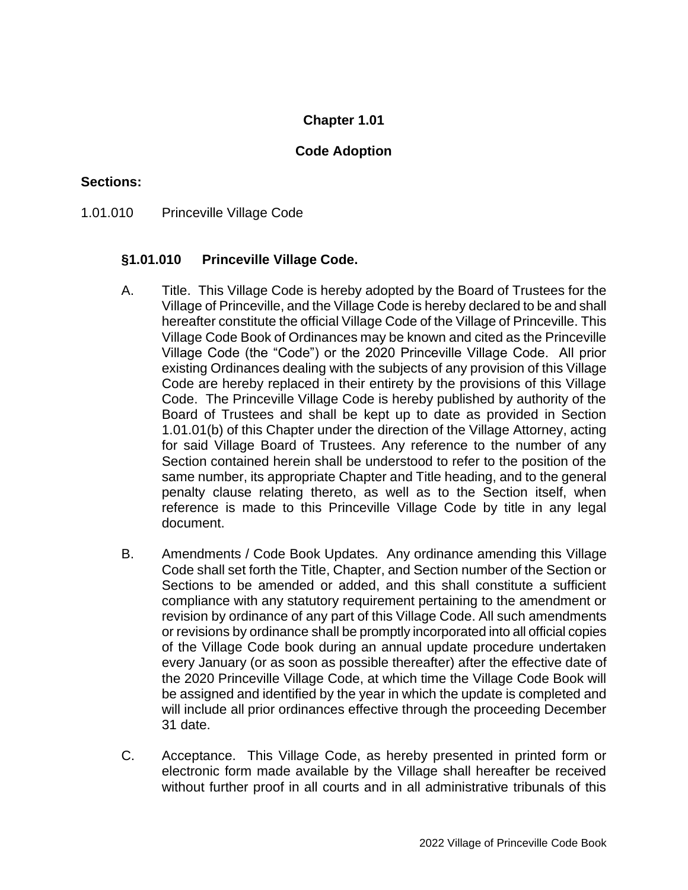# Chapter 1.01

# Code Adoption

**Sections:**

1.01.010 Princeville Village Code

### §1.01.010 Princeville Village Code.

A. Title. This Village Code is hereby adopted by the Board of Trustees for the Village of Princeville, and the Village Code is hereby declared to be and shall hereafter constitute the official Village Code of the Village of Princeville. This Village Code Book of Ordinances may be known and cited as the Princeville Village Code (the "Code") or the 2020 Princeville Village Code. All prior existing Ordinances dealing with the subjects of any provision of this Village Code are hereby replaced in their entirety by the provisions of this Village Code. The Princeville Village Code is hereby published by authority of the Board of Trustees and shall be kept up to date as provided in Section 1.01.01(b) of this Chapter under the direction of the Village Attorney, acting for said Village Board of Trustees. Any reference to the number of any Section contained herein shall be understood to refer to the position of the same number, its appropriate Chapter and Title heading, and to the general penalty clause relating thereto, as well as to the Section itself, when reference is made to this Princeville Village Code by title in any legal document.

B. Amendments / Code Book Updates. Any ordinance amending this Village Code shall set forth the Title, Chapter, and Section number of the Section or Sections to be amended or added, and this shall constitute a sufficient compliance with any statutory requirement pertaining to the amendment or revision by ordinance of any part of this Village Code. All such amendments or revisions by ordinance shall be promptly incorporated into all official copies of the Village Code book during an annual update procedure undertaken every January (or as soon as possible thereafter) after the effective date of the 2020 Princeville Village Code, at which time the Village Code Book will be assigned and identified by the year in which the update is completed and will include all prior ordinances effective through the proceeding December 31 date.

C. Acceptance. This Village Code, as hereby presented in printed form or electronic form made available by the Village shall hereafter be received without further proof in all courts and in all administrative tribunals of this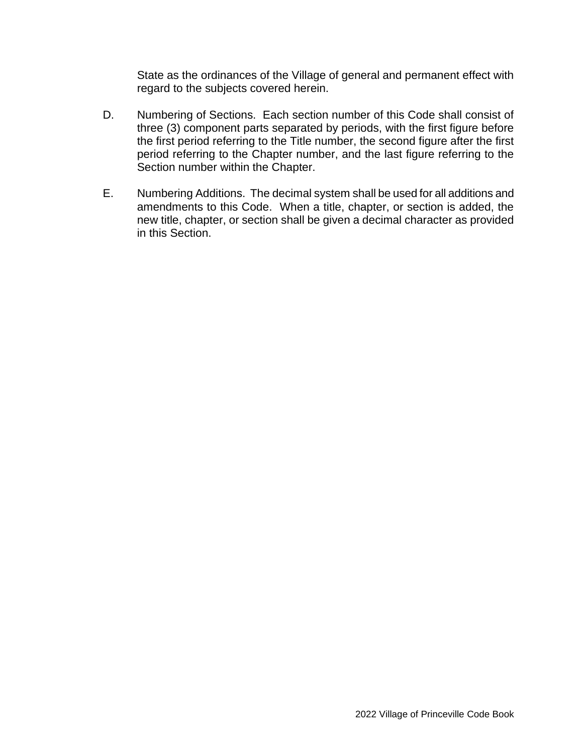State as the ordinances of the Village of general and permanent effect with regard to the subjects covered herein.

D. Numbering of Sections. Each section number of this Code shall consist of three (3) component parts separated by periods, with the first figure before the first period referring to the Title number, the second figure after the first period referring to the Chapter number, and the last figure referring to the Section number within the Chapter.

E. Numbering Additions. The decimal system shall be used for all additions and amendments to this Code. When a title, chapter, or section is added, the new title, chapter, or section shall be given a decimal character as provided in this Section.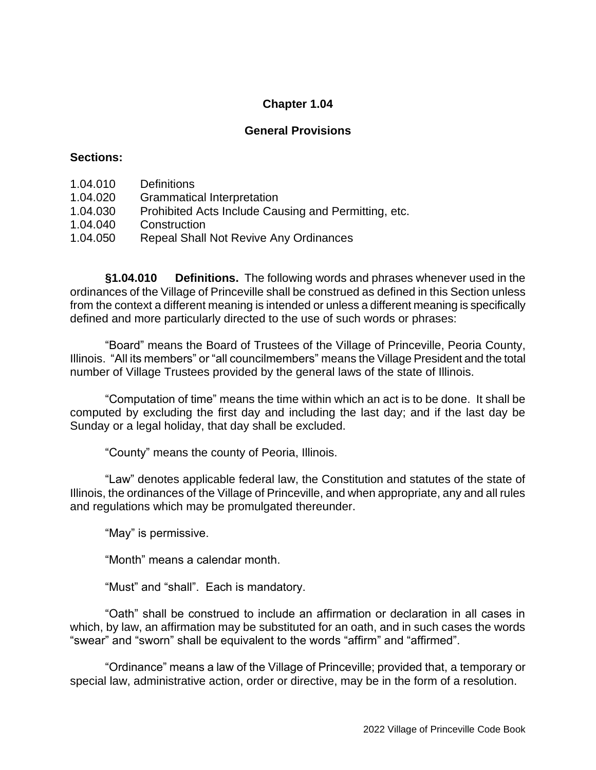# Chapter 1.04

## General Provisions

**Sections:**

1.04.010 Definitions
1.04.020 Grammatical Interpretation
1.04.030 Prohibited Acts Include Causing and Permitting, etc.
1.04.040 Construction
1.04.050 Repeal Shall Not Revive Any Ordinances

**§1.04.010 Definitions.** The following words and phrases whenever used in the ordinances of the Village of Princeville shall be construed as defined in this Section unless from the context a different meaning is intended or unless a different meaning is specifically defined and more particularly directed to the use of such words or phrases:

"Board" means the Board of Trustees of the Village of Princeville, Peoria County, Illinois. "All its members" or "all councilmembers" means the Village President and the total number of Village Trustees provided by the general laws of the state of Illinois.

"Computation of time" means the time within which an act is to be done. It shall be computed by excluding the first day and including the last day; and if the last day be Sunday or a legal holiday, that day shall be excluded.

"County" means the county of Peoria, Illinois.

"Law" denotes applicable federal law, the Constitution and statutes of the state of Illinois, the ordinances of the Village of Princeville, and when appropriate, any and all rules and regulations which may be promulgated thereunder.

"May" is permissive.

"Month" means a calendar month.

"Must" and "shall". Each is mandatory.

"Oath" shall be construed to include an affirmation or declaration in all cases in which, by law, an affirmation may be substituted for an oath, and in such cases the words "swear" and "sworn" shall be equivalent to the words "affirm" and "affirmed".

"Ordinance" means a law of the Village of Princeville; provided that, a temporary or special law, administrative action, order or directive, may be in the form of a resolution.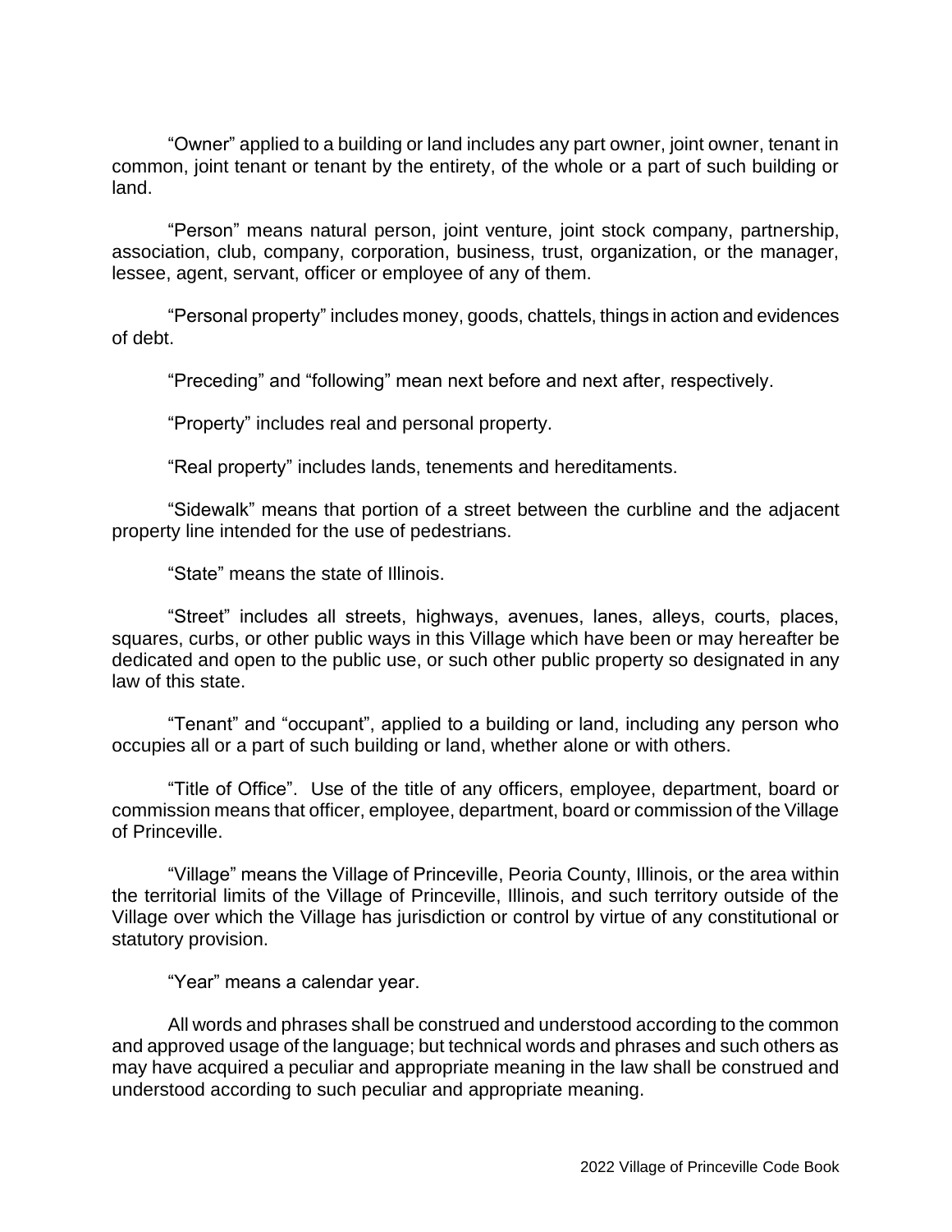"Owner" applied to a building or land includes any part owner, joint owner, tenant in common, joint tenant or tenant by the entirety, of the whole or a part of such building or land.

"Person" means natural person, joint venture, joint stock company, partnership, association, club, company, corporation, business, trust, organization, or the manager, lessee, agent, servant, officer or employee of any of them.

"Personal property" includes money, goods, chattels, things in action and evidences of debt.

"Preceding" and "following" mean next before and next after, respectively.

"Property" includes real and personal property.

"Real property" includes lands, tenements and hereditaments.

"Sidewalk" means that portion of a street between the curbline and the adjacent property line intended for the use of pedestrians.

"State" means the state of Illinois.

"Street" includes all streets, highways, avenues, lanes, alleys, courts, places, squares, curbs, or other public ways in this Village which have been or may hereafter be dedicated and open to the public use, or such other public property so designated in any law of this state.

"Tenant" and "occupant", applied to a building or land, including any person who occupies all or a part of such building or land, whether alone or with others.

"Title of Office". Use of the title of any officers, employee, department, board or commission means that officer, employee, department, board or commission of the Village of Princeville.

"Village" means the Village of Princeville, Peoria County, Illinois, or the area within the territorial limits of the Village of Princeville, Illinois, and such territory outside of the Village over which the Village has jurisdiction or control by virtue of any constitutional or statutory provision.

"Year" means a calendar year.

All words and phrases shall be construed and understood according to the common and approved usage of the language; but technical words and phrases and such others as may have acquired a peculiar and appropriate meaning in the law shall be construed and understood according to such peculiar and appropriate meaning.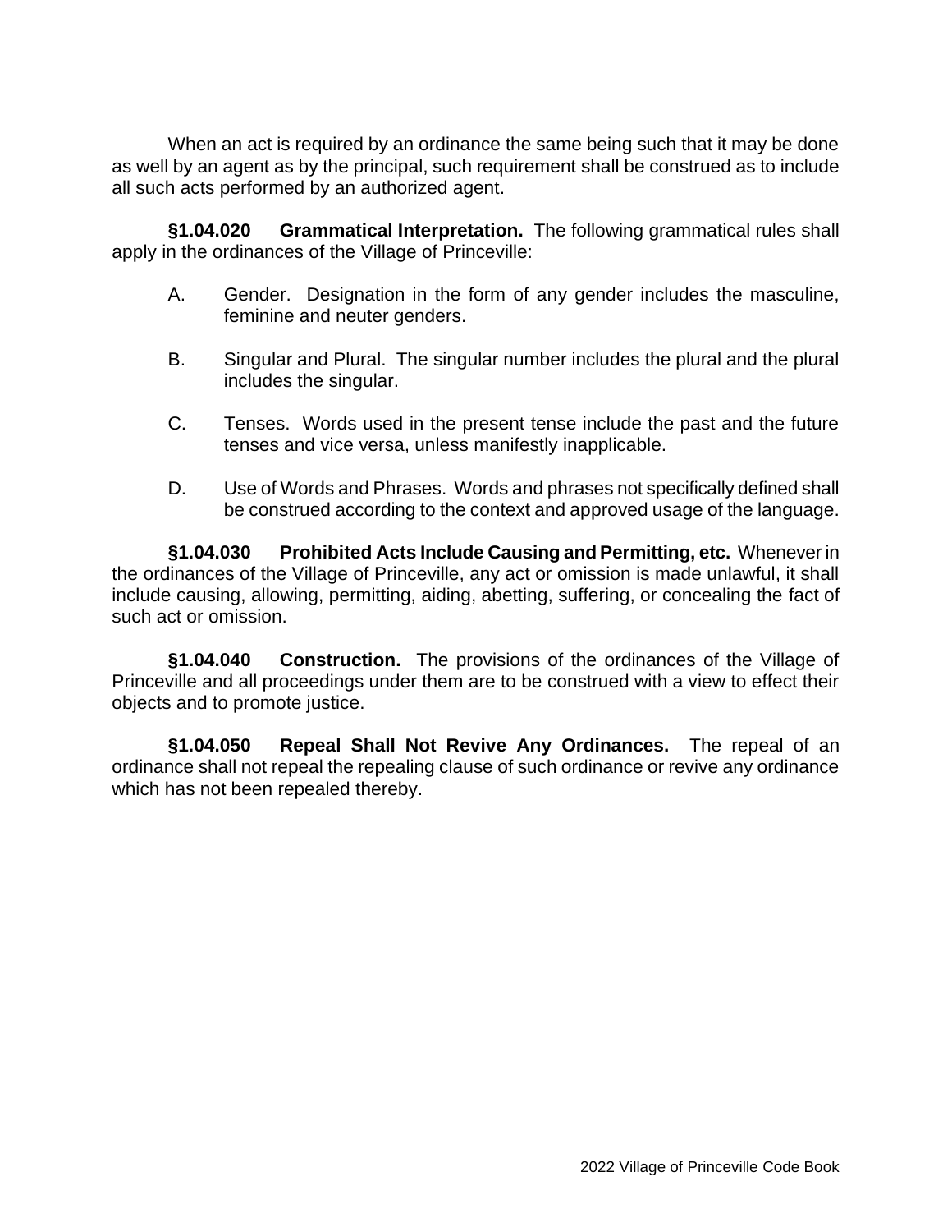When an act is required by an ordinance the same being such that it may be done as well by an agent as by the principal, such requirement shall be construed as to include all such acts performed by an authorized agent.

**§1.04.020 Grammatical Interpretation.** The following grammatical rules shall apply in the ordinances of the Village of Princeville:

A. Gender. Designation in the form of any gender includes the masculine, feminine and neuter genders.

B. Singular and Plural. The singular number includes the plural and the plural includes the singular.

C. Tenses. Words used in the present tense include the past and the future tenses and vice versa, unless manifestly inapplicable.

D. Use of Words and Phrases. Words and phrases not specifically defined shall be construed according to the context and approved usage of the language.

**§1.04.030 Prohibited Acts Include Causing and Permitting, etc.** Whenever in the ordinances of the Village of Princeville, any act or omission is made unlawful, it shall include causing, allowing, permitting, aiding, abetting, suffering, or concealing the fact of such act or omission.

**§1.04.040 Construction.** The provisions of the ordinances of the Village of Princeville and all proceedings under them are to be construed with a view to effect their objects and to promote justice.

**§1.04.050 Repeal Shall Not Revive Any Ordinances.** The repeal of an ordinance shall not repeal the repealing clause of such ordinance or revive any ordinance which has not been repealed thereby.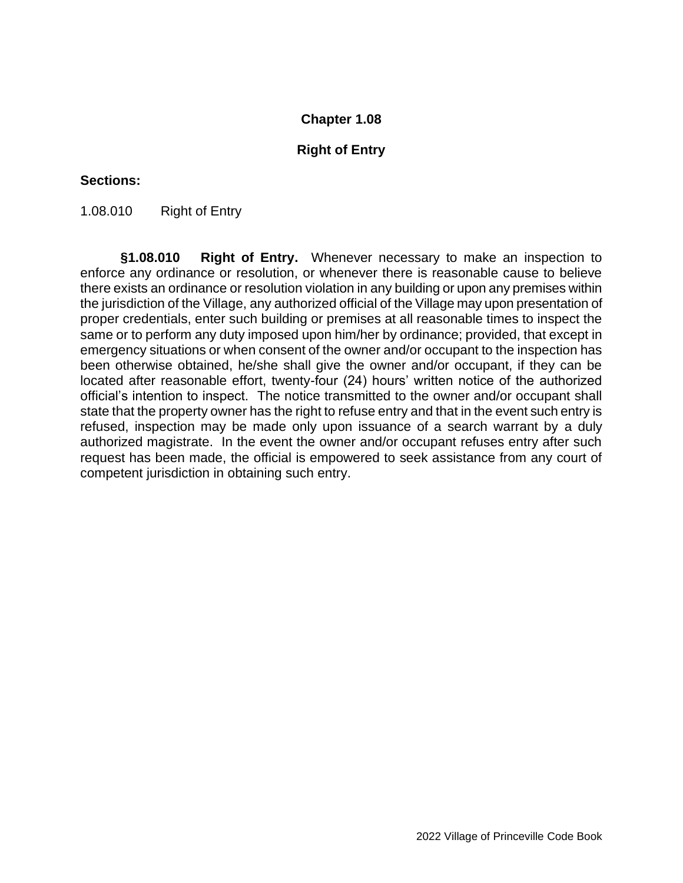# Chapter 1.08

## Right of Entry

**Sections:**

1.08.010 Right of Entry

**§1.08.010 Right of Entry.** Whenever necessary to make an inspection to enforce any ordinance or resolution, or whenever there is reasonable cause to believe there exists an ordinance or resolution violation in any building or upon any premises within the jurisdiction of the Village, any authorized official of the Village may upon presentation of proper credentials, enter such building or premises at all reasonable times to inspect the same or to perform any duty imposed upon him/her by ordinance; provided, that except in emergency situations or when consent of the owner and/or occupant to the inspection has been otherwise obtained, he/she shall give the owner and/or occupant, if they can be located after reasonable effort, twenty-four (24) hours' written notice of the authorized official's intention to inspect. The notice transmitted to the owner and/or occupant shall state that the property owner has the right to refuse entry and that in the event such entry is refused, inspection may be made only upon issuance of a search warrant by a duly authorized magistrate. In the event the owner and/or occupant refuses entry after such request has been made, the official is empowered to seek assistance from any court of competent jurisdiction in obtaining such entry.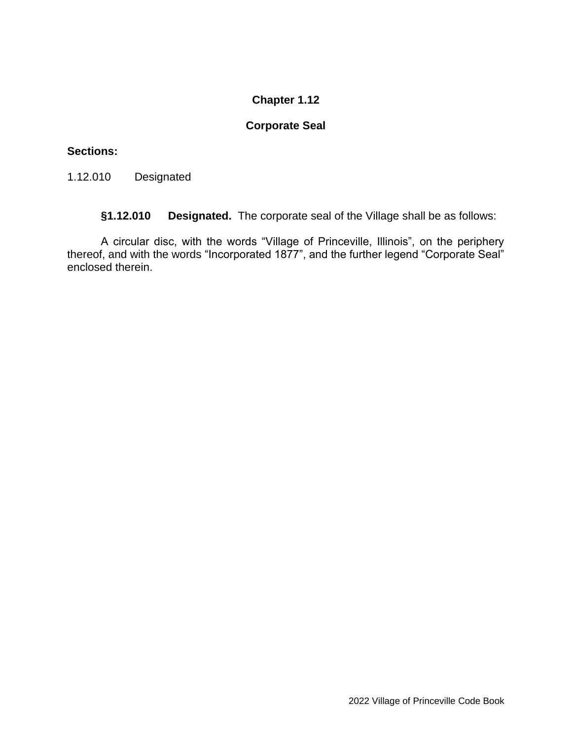# Chapter 1.12

## Corporate Seal

**Sections:**

1.12.010 Designated

**§1.12.010 Designated.** The corporate seal of the Village shall be as follows:

A circular disc, with the words “Village of Princeville, Illinois”, on the periphery thereof, and with the words “Incorporated 1877”, and the further legend “Corporate Seal” enclosed therein.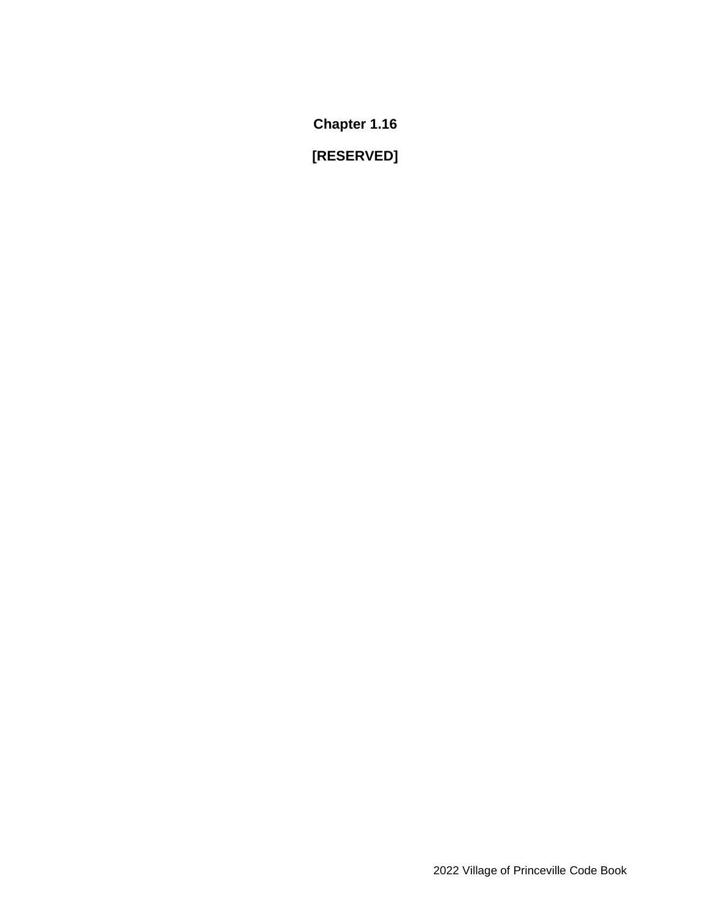# Chapter 1.16

## [RESERVED]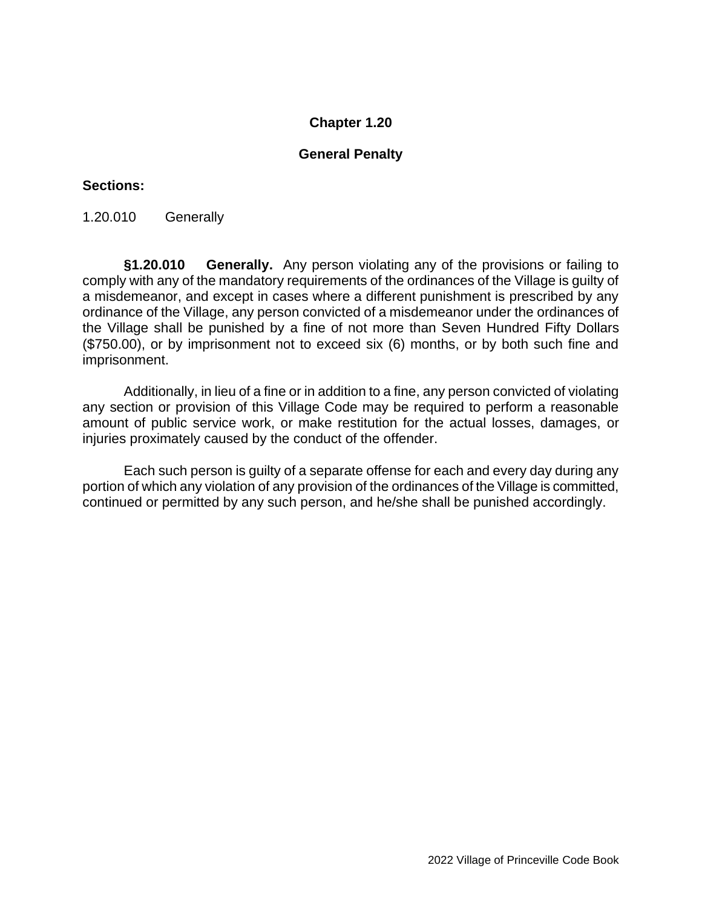# Chapter 1.20

## General Penalty

**Sections:**

1.20.010 Generally

**§1.20.010 Generally.** Any person violating any of the provisions or failing to comply with any of the mandatory requirements of the ordinances of the Village is guilty of a misdemeanor, and except in cases where a different punishment is prescribed by any ordinance of the Village, any person convicted of a misdemeanor under the ordinances of the Village shall be punished by a fine of not more than Seven Hundred Fifty Dollars ($750.00), or by imprisonment not to exceed six (6) months, or by both such fine and imprisonment.

Additionally, in lieu of a fine or in addition to a fine, any person convicted of violating any section or provision of this Village Code may be required to perform a reasonable amount of public service work, or make restitution for the actual losses, damages, or injuries proximately caused by the conduct of the offender.

Each such person is guilty of a separate offense for each and every day during any portion of which any violation of any provision of the ordinances of the Village is committed, continued or permitted by any such person, and he/she shall be punished accordingly.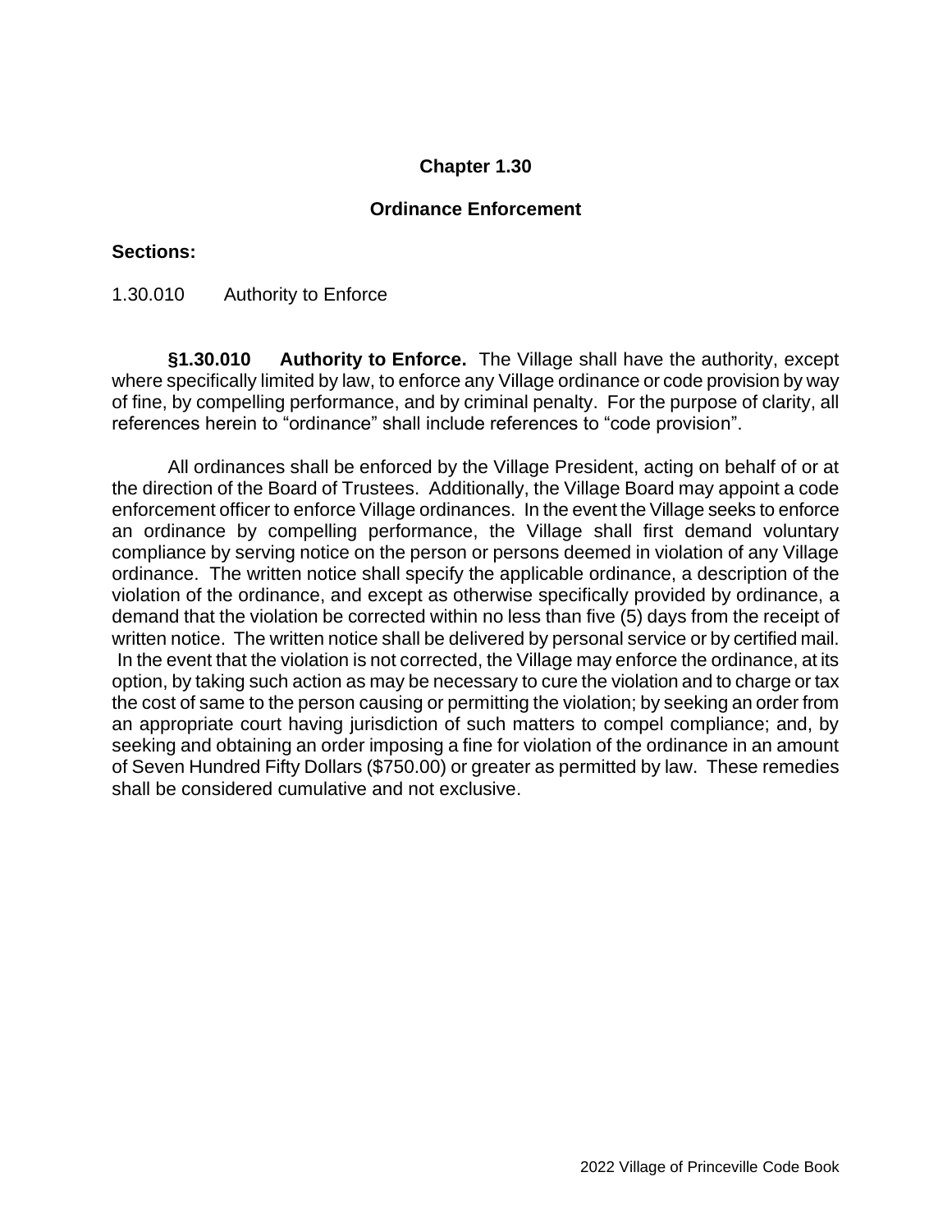# Chapter 1.30

## Ordinance Enforcement

**Sections:**

1.30.010 Authority to Enforce

**§1.30.010 Authority to Enforce.** The Village shall have the authority, except where specifically limited by law, to enforce any Village ordinance or code provision by way of fine, by compelling performance, and by criminal penalty. For the purpose of clarity, all references herein to "ordinance" shall include references to "code provision".

All ordinances shall be enforced by the Village President, acting on behalf of or at the direction of the Board of Trustees. Additionally, the Village Board may appoint a code enforcement officer to enforce Village ordinances. In the event the Village seeks to enforce an ordinance by compelling performance, the Village shall first demand voluntary compliance by serving notice on the person or persons deemed in violation of any Village ordinance. The written notice shall specify the applicable ordinance, a description of the violation of the ordinance, and except as otherwise specifically provided by ordinance, a demand that the violation be corrected within no less than five (5) days from the receipt of written notice. The written notice shall be delivered by personal service or by certified mail. In the event that the violation is not corrected, the Village may enforce the ordinance, at its option, by taking such action as may be necessary to cure the violation and to charge or tax the cost of same to the person causing or permitting the violation; by seeking an order from an appropriate court having jurisdiction of such matters to compel compliance; and, by seeking and obtaining an order imposing a fine for violation of the ordinance in an amount of Seven Hundred Fifty Dollars ($750.00) or greater as permitted by law. These remedies shall be considered cumulative and not exclusive.